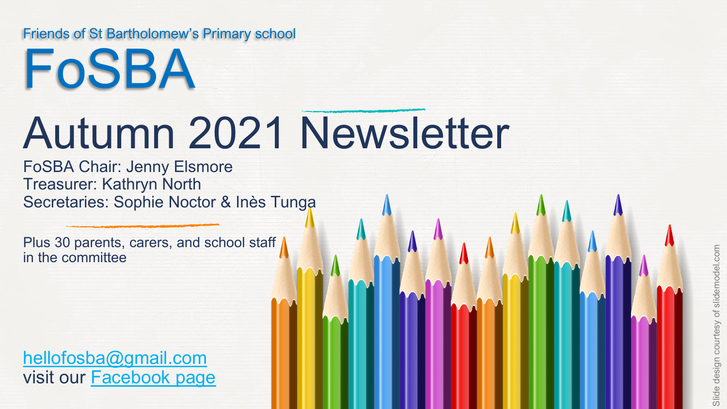Friends of St Bartholomew's Primary school

# FoSBA

# Autumn 2021 Newsletter

FoSBA Chair: Jenny Elsmore
Treasurer: Kathryn North
Secretaries: Sophie Noctor & Inès Tunga

Plus 30 parents, carers, and school staff in the committee

hellofosba@gmail.com
visit our Facebook page

Slide design courtesy of slidemodel.com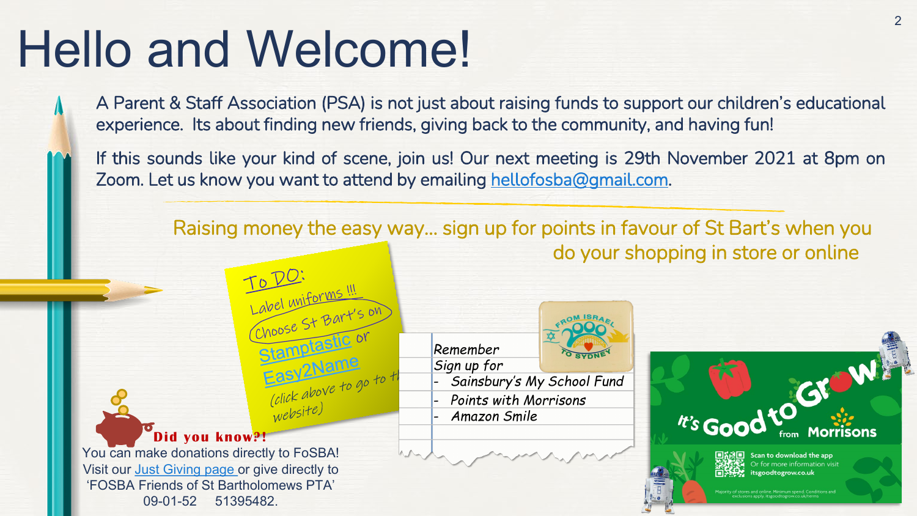# Hello and Welcome!

A Parent & Staff Association (PSA) is not just about raising funds to support our children's educational experience. Its about finding new friends, giving back to the community, and having fun!

If this sounds like your kind of scene, join us! Our next meeting is 29th November 2021 at 8pm on Zoom. Let us know you want to attend by emailing [hellofosba@gmail.com](mailto:hellofosba@gmail.com).

---

Raising money the easy way… sign up for points in favour of St Bart's when you do your shopping in store or online

To DO:
Label uniforms !!!
Choose St Bart's on
Stamptastic or
Easy2Name
(click above to go to the website)

Remember
Sign up for
- Sainsbury's My School Fund
- Points with Morrisons
- Amazon Smile

FROM ISRAEL 2000 TO SYDNEY

It's Good to Grow from Morrisons

Scan to download the app
Or for more information visit
itsgoodtogrow.co.uk

Majority of stores and online. Minimum spend. Conditions and exclusions apply. itsgoodtogrow.co.uk/terms

**Did you know?!**
You can make donations directly to FoSBA!
Visit our Just Giving page or give directly to 'FOSBA Friends of St Bartholomews PTA'
09-01-52 51395482.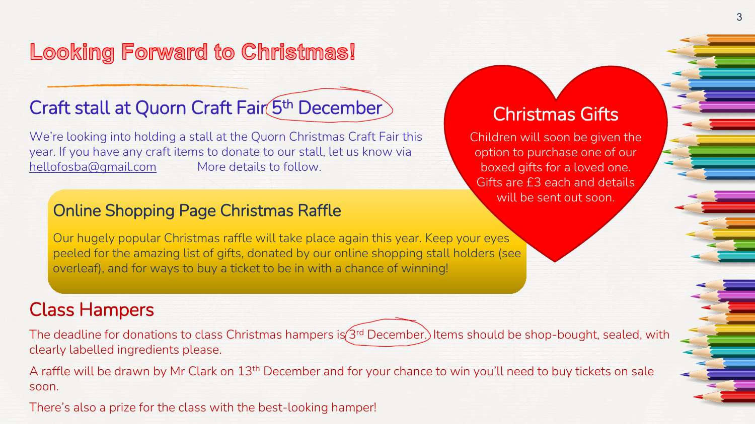# Looking Forward to Christmas!

## Craft stall at Quorn Craft Fair 5th December

We're looking into holding a stall at the Quorn Christmas Craft Fair this year. If you have any craft items to donate to our stall, let us know via hellofosba@gmail.com More details to follow.

## Christmas Gifts

Children will soon be given the option to purchase one of our boxed gifts for a loved one. Gifts are £3 each and details will be sent out soon.

## Online Shopping Page Christmas Raffle

Our hugely popular Christmas raffle will take place again this year. Keep your eyes peeled for the amazing list of gifts, donated by our online shopping stall holders (see overleaf), and for ways to buy a ticket to be in with a chance of winning!

## Class Hampers

The deadline for donations to class Christmas hampers is 3rd December. Items should be shop-bought, sealed, with clearly labelled ingredients please.

A raffle will be drawn by Mr Clark on 13th December and for your chance to win you'll need to buy tickets on sale soon.

There's also a prize for the class with the best-looking hamper!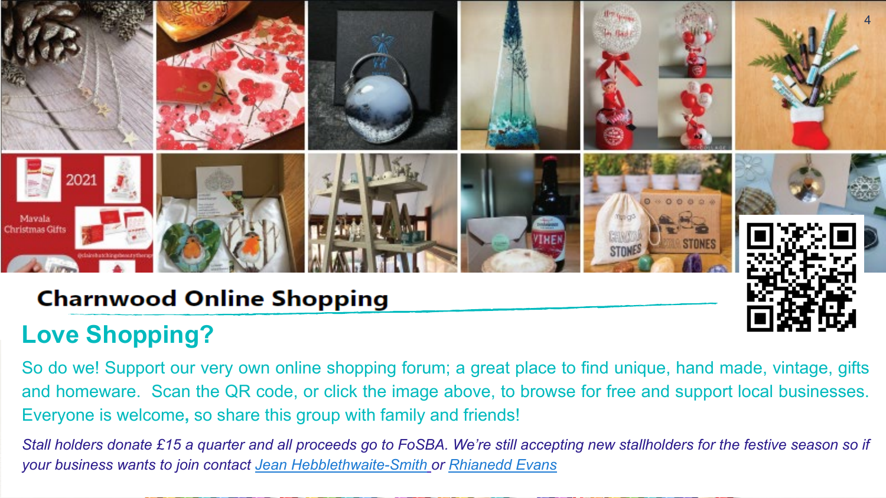## Charnwood Online Shopping

# Love Shopping?

So do we! Support our very own online shopping forum; a great place to find unique, hand made, vintage, gifts and homeware. Scan the QR code, or click the image above, to browse for free and support local businesses. Everyone is welcome**,** so share this group with family and friends!

*Stall holders donate £15 a quarter and all proceeds go to FoSBA. We're still accepting new stallholders for the festive season so if your business wants to join contact Jean Hebblethwaite-Smith or Rhianedd Evans*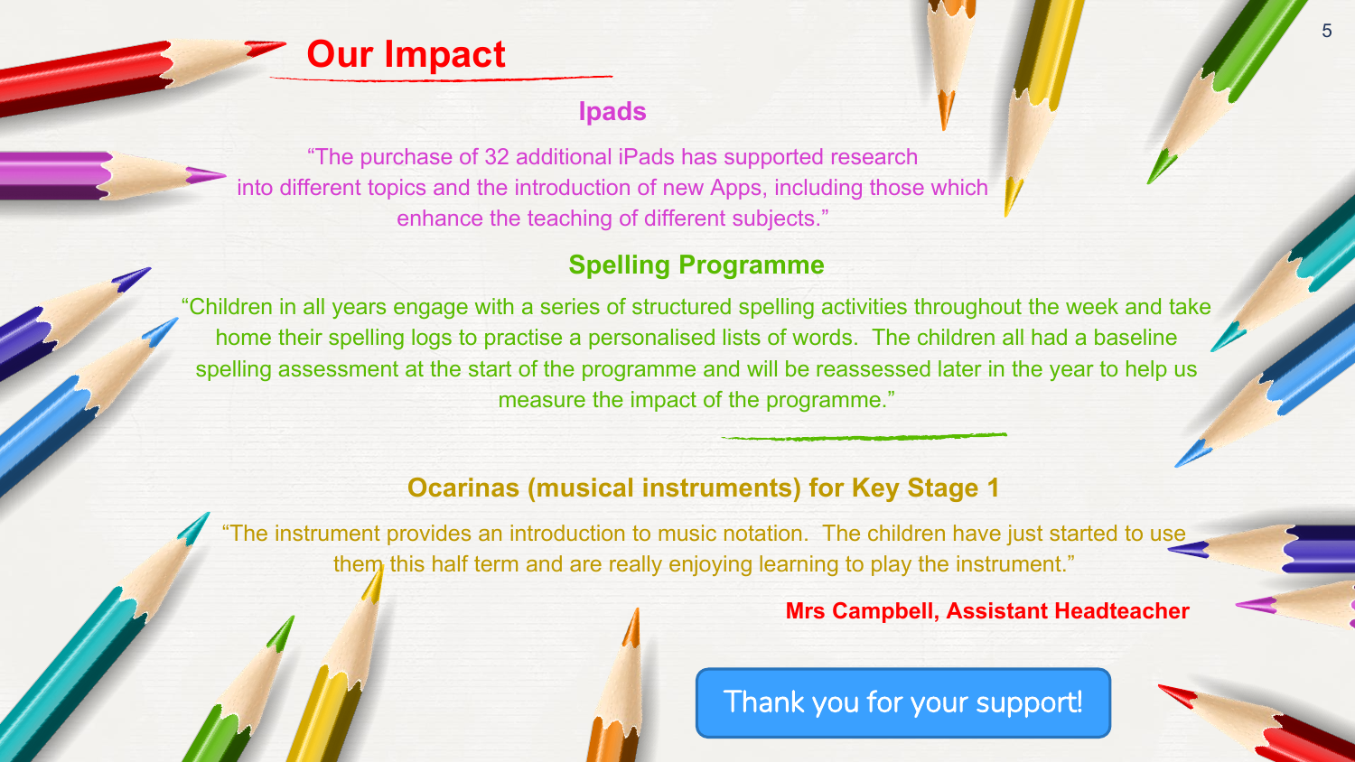# Our Impact

## Ipads

"The purchase of 32 additional iPads has supported research into different topics and the introduction of new Apps, including those which enhance the teaching of different subjects."

## Spelling Programme

"Children in all years engage with a series of structured spelling activities throughout the week and take home their spelling logs to practise a personalised lists of words. The children all had a baseline spelling assessment at the start of the programme and will be reassessed later in the year to help us measure the impact of the programme."

## Ocarinas (musical instruments) for Key Stage 1

"The instrument provides an introduction to music notation. The children have just started to use them this half term and are really enjoying learning to play the instrument."

**Mrs Campbell, Assistant Headteacher**

Thank you for your support!